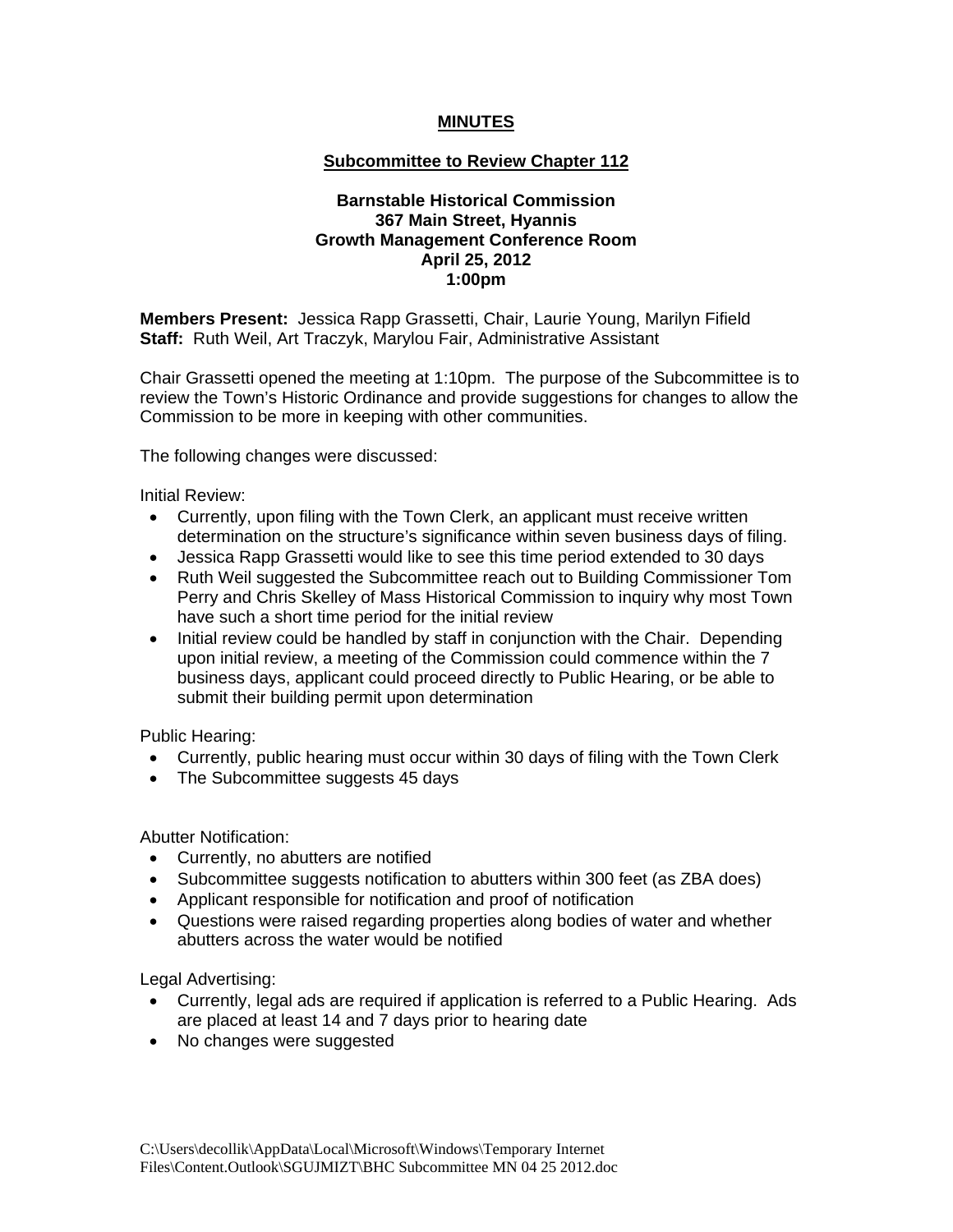# MINUTES

## Subcommittee to Review Chapter 112

**Barnstable Historical Commission**
**367 Main Street, Hyannis**
**Growth Management Conference Room**
**April 25, 2012**
**1:00pm**

**Members Present:** Jessica Rapp Grassetti, Chair, Laurie Young, Marilyn Fifield
**Staff:** Ruth Weil, Art Traczyk, Marylou Fair, Administrative Assistant

Chair Grassetti opened the meeting at 1:10pm. The purpose of the Subcommittee is to review the Town's Historic Ordinance and provide suggestions for changes to allow the Commission to be more in keeping with other communities.

The following changes were discussed:

Initial Review:

- Currently, upon filing with the Town Clerk, an applicant must receive written determination on the structure's significance within seven business days of filing.
- Jessica Rapp Grassetti would like to see this time period extended to 30 days
- Ruth Weil suggested the Subcommittee reach out to Building Commissioner Tom Perry and Chris Skelley of Mass Historical Commission to inquiry why most Town have such a short time period for the initial review
- Initial review could be handled by staff in conjunction with the Chair. Depending upon initial review, a meeting of the Commission could commence within the 7 business days, applicant could proceed directly to Public Hearing, or be able to submit their building permit upon determination

Public Hearing:

- Currently, public hearing must occur within 30 days of filing with the Town Clerk
- The Subcommittee suggests 45 days

Abutter Notification:

- Currently, no abutters are notified
- Subcommittee suggests notification to abutters within 300 feet (as ZBA does)
- Applicant responsible for notification and proof of notification
- Questions were raised regarding properties along bodies of water and whether abutters across the water would be notified

Legal Advertising:

- Currently, legal ads are required if application is referred to a Public Hearing. Ads are placed at least 14 and 7 days prior to hearing date
- No changes were suggested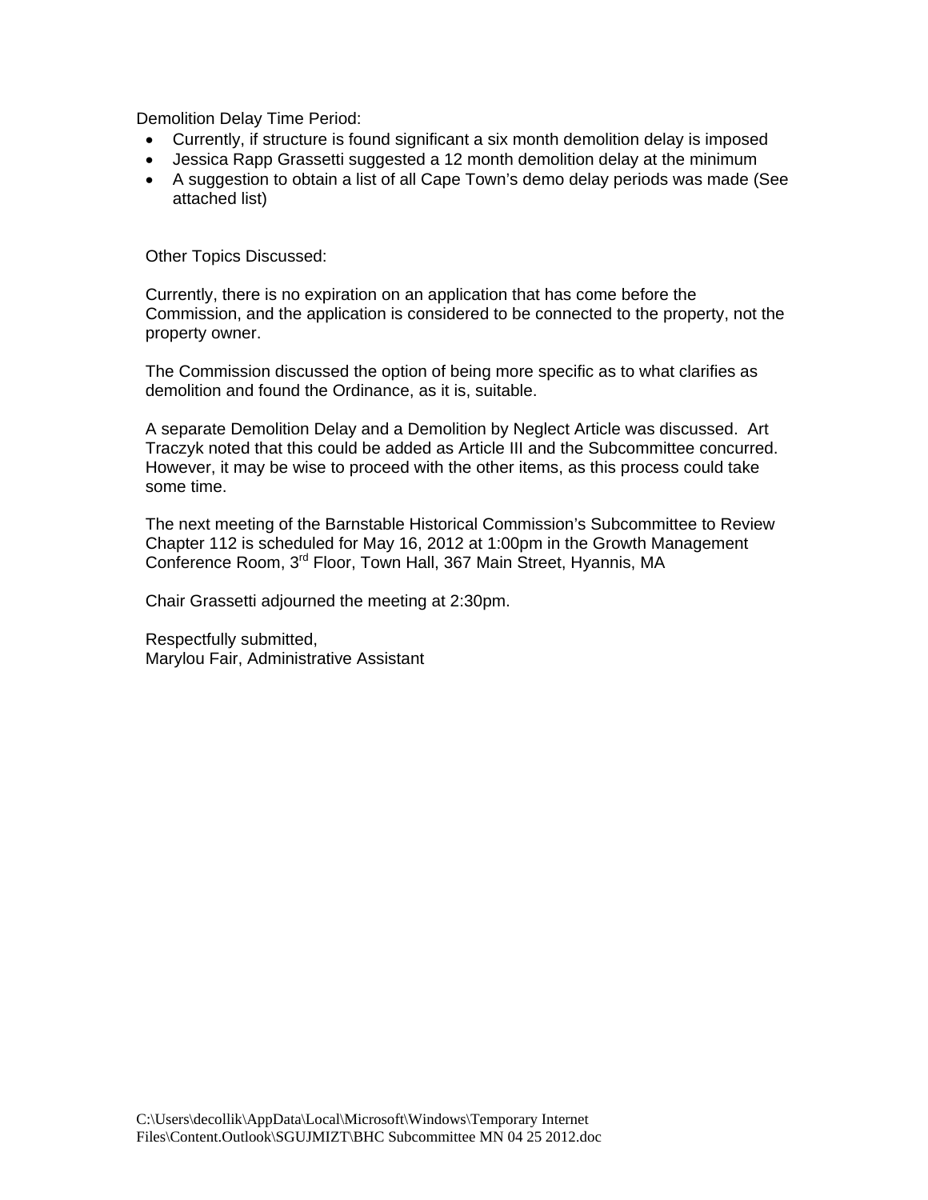Demolition Delay Time Period:

- Currently, if structure is found significant a six month demolition delay is imposed
- Jessica Rapp Grassetti suggested a 12 month demolition delay at the minimum
- A suggestion to obtain a list of all Cape Town's demo delay periods was made (See attached list)

Other Topics Discussed:

Currently, there is no expiration on an application that has come before the Commission, and the application is considered to be connected to the property, not the property owner.

The Commission discussed the option of being more specific as to what clarifies as demolition and found the Ordinance, as it is, suitable.

A separate Demolition Delay and a Demolition by Neglect Article was discussed. Art Traczyk noted that this could be added as Article III and the Subcommittee concurred. However, it may be wise to proceed with the other items, as this process could take some time.

The next meeting of the Barnstable Historical Commission's Subcommittee to Review Chapter 112 is scheduled for May 16, 2012 at 1:00pm in the Growth Management Conference Room, 3rd Floor, Town Hall, 367 Main Street, Hyannis, MA

Chair Grassetti adjourned the meeting at 2:30pm.

Respectfully submitted,
Marylou Fair, Administrative Assistant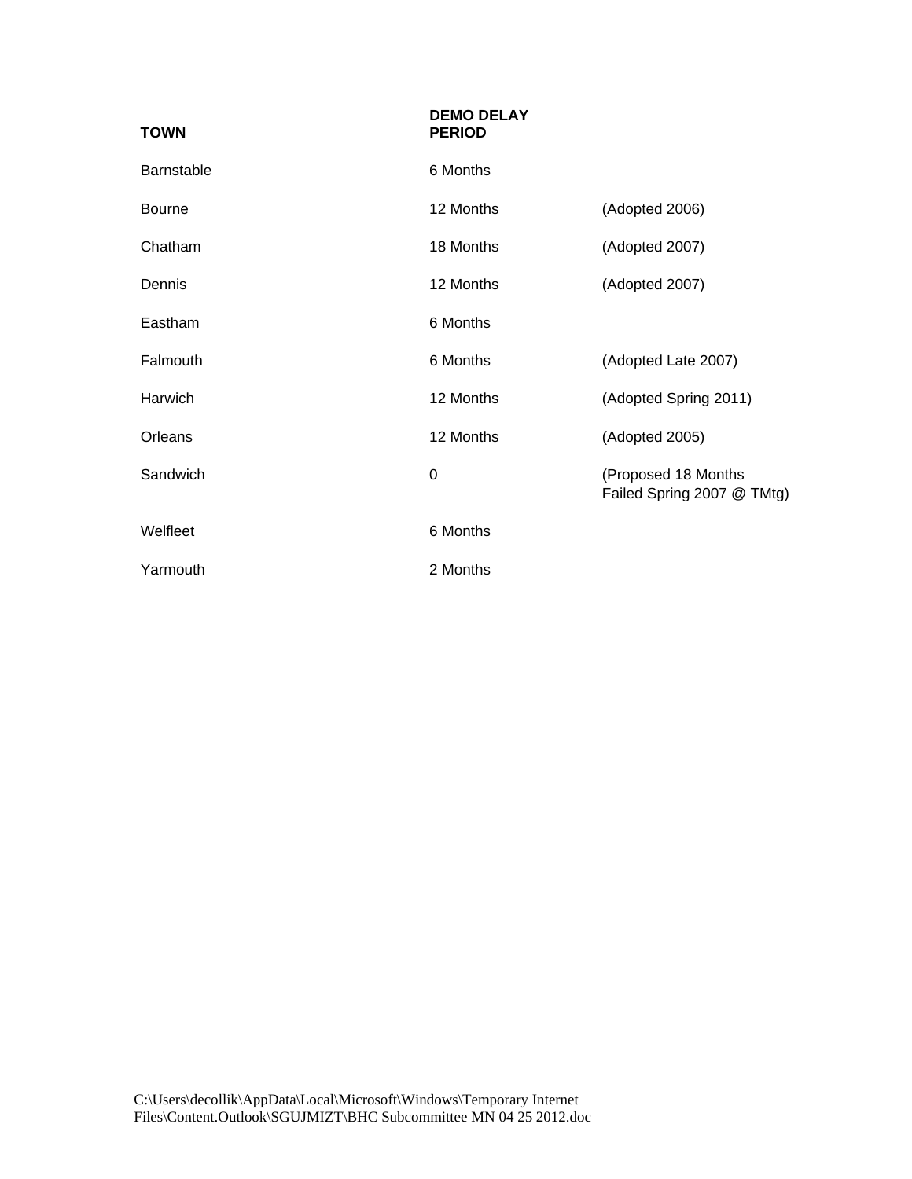| TOWN | DEMO DELAY PERIOD | |
|---|---|---|
| Barnstable | 6 Months | |
| Bourne | 12 Months | (Adopted 2006) |
| Chatham | 18 Months | (Adopted 2007) |
| Dennis | 12 Months | (Adopted 2007) |
| Eastham | 6 Months | |
| Falmouth | 6 Months | (Adopted Late 2007) |
| Harwich | 12 Months | (Adopted Spring 2011) |
| Orleans | 12 Months | (Adopted 2005) |
| Sandwich | 0 | (Proposed 18 Months Failed Spring 2007 @ TMtg) |
| Welfleet | 6 Months | |
| Yarmouth | 2 Months | |

C:\Users\decollik\AppData\Local\Microsoft\Windows\Temporary Internet Files\Content.Outlook\SGUJMIZT\BHC Subcommittee MN 04 25 2012.doc